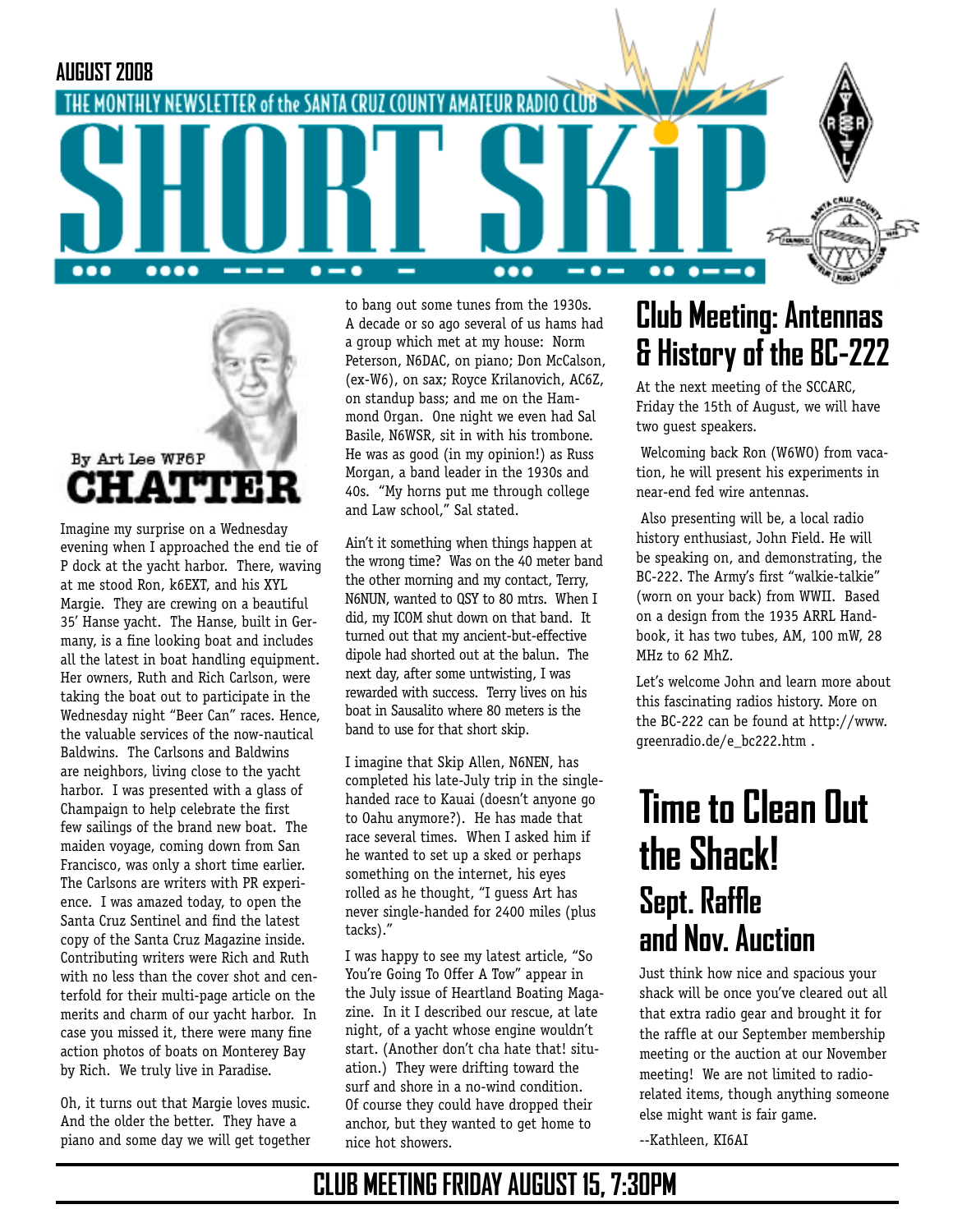AUGUST 2008

THE MONTHLY NEWSLETTER of the SANTA CRUZ COUNTY AMATEUR RADIO CLUB

# SHORT SKiP

By Art Lee WF6P

## CHATTER

Imagine my surprise on a Wednesday evening when I approached the end tie of P dock at the yacht harbor. There, waving at me stood Ron, k6EXT, and his XYL Margie. They are crewing on a beautiful 35' Hanse yacht. The Hanse, built in Germany, is a fine looking boat and includes all the latest in boat handling equipment. Her owners, Ruth and Rich Carlson, were taking the boat out to participate in the Wednesday night "Beer Can" races. Hence, the valuable services of the now-nautical Baldwins. The Carlsons and Baldwins are neighbors, living close to the yacht harbor. I was presented with a glass of Champaign to help celebrate the first few sailings of the brand new boat. The maiden voyage, coming down from San Francisco, was only a short time earlier. The Carlsons are writers with PR experience. I was amazed today, to open the Santa Cruz Sentinel and find the latest copy of the Santa Cruz Magazine inside. Contributing writers were Rich and Ruth with no less than the cover shot and centerfold for their multi-page article on the merits and charm of our yacht harbor. In case you missed it, there were many fine action photos of boats on Monterey Bay by Rich. We truly live in Paradise.

Oh, it turns out that Margie loves music. And the older the better. They have a piano and some day we will get together to bang out some tunes from the 1930s. A decade or so ago several of us hams had a group which met at my house: Norm Peterson, N6DAC, on piano; Don McCalson, (ex-W6), on sax; Royce Krilanovich, AC6Z, on standup bass; and me on the Hammond Organ. One night we even had Sal Basile, N6WSR, sit in with his trombone. He was as good (in my opinion!) as Russ Morgan, a band leader in the 1930s and 40s. "My horns put me through college and Law school," Sal stated.

Ain't it something when things happen at the wrong time? Was on the 40 meter band the other morning and my contact, Terry, N6NUN, wanted to QSY to 80 mtrs. When I did, my ICOM shut down on that band. It turned out that my ancient-but-effective dipole had shorted out at the balun. The next day, after some untwisting, I was rewarded with success. Terry lives on his boat in Sausalito where 80 meters is the band to use for that short skip.

I imagine that Skip Allen, N6NEN, has completed his late-July trip in the single-handed race to Kauai (doesn't anyone go to Oahu anymore?). He has made that race several times. When I asked him if he wanted to set up a sked or perhaps something on the internet, his eyes rolled as he thought, "I guess Art has never single-handed for 2400 miles (plus tacks)."

I was happy to see my latest article, "So You're Going To Offer A Tow" appear in the July issue of Heartland Boating Magazine. In it I described our rescue, at late night, of a yacht whose engine wouldn't start. (Another don't cha hate that! situation.) They were drifting toward the surf and shore in a no-wind condition. Of course they could have dropped their anchor, but they wanted to get home to nice hot showers.

## Club Meeting: Antennas & History of the BC-222

At the next meeting of the SCCARC, Friday the 15th of August, we will have two guest speakers.

Welcoming back Ron (W6WO) from vacation, he will present his experiments in near-end fed wire antennas.

Also presenting will be, a local radio history enthusiast, John Field. He will be speaking on, and demonstrating, the BC-222. The Army's first "walkie-talkie" (worn on your back) from WWII. Based on a design from the 1935 ARRL Handbook, it has two tubes, AM, 100 mW, 28 MHz to 62 MhZ.

Let's welcome John and learn more about this fascinating radios history. More on the BC-222 can be found at http://www.greenradio.de/e_bc222.htm .

## Time to Clean Out the Shack!

### Sept. Raffle and Nov. Auction

Just think how nice and spacious your shack will be once you've cleared out all that extra radio gear and brought it for the raffle at our September membership meeting or the auction at our November meeting! We are not limited to radio-related items, though anything someone else might want is fair game.

--Kathleen, KI6AI

**CLUB MEETING FRIDAY AUGUST 15, 7:30PM**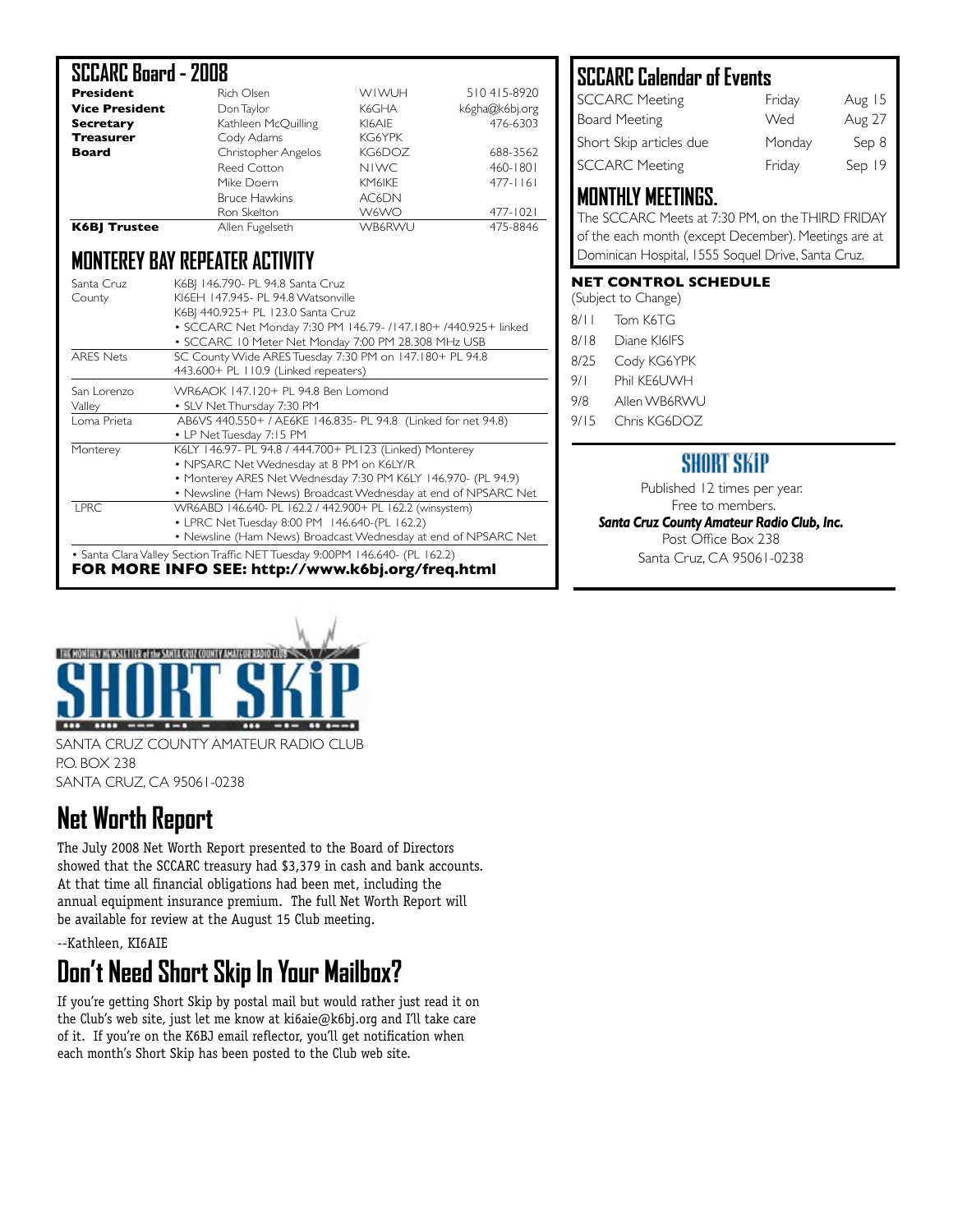## SCCARC Board - 2008

| | | | |
|---|---|---|---|
| **President** | Rich Olsen | W1WUH | 510 415-8920 |
| **Vice President** | Don Taylor | K6GHA | k6gha@k6bj.org |
| **Secretary** | Kathleen McQuilling | KI6AIE | 476-6303 |
| **Treasurer** | Cody Adams | KG6YPK | |
| **Board** | Christopher Angelos | KG6DOZ | 688-3562 |
| | Reed Cotton | N1WC | 460-1801 |
| | Mike Doern | KM6IKE | 477-1161 |
| | Bruce Hawkins | AC6DN | |
| | Ron Skelton | W6WO | 477-1021 |
| **K6BJ Trustee** | Allen Fugelseth | WB6RWU | 475-8846 |

## MONTEREY BAY REPEATER ACTIVITY

| | |
|---|---|
| Santa Cruz County | K6BJ 146.790- PL 94.8 Santa Cruz<br>KI6EH 147.945- PL 94.8 Watsonville<br>K6BJ 440.925+ PL 123.0 Santa Cruz<br>• SCCARC Net Monday 7:30 PM 146.79- /147.180+ /440.925+ linked<br>• SCCARC 10 Meter Net Monday 7:00 PM 28.308 MHz USB |
| ARES Nets | SC County Wide ARES Tuesday 7:30 PM on 147.180+ PL 94.8<br>443.600+ PL 110.9 (Linked repeaters) |
| San Lorenzo Valley | WR6AOK 147.120+ PL 94.8 Ben Lomond<br>• SLV Net Thursday 7:30 PM |
| Loma Prieta | AB6VS 440.550+ / AE6KE 146.835- PL 94.8 (Linked for net 94.8)<br>• LP Net Tuesday 7:15 PM |
| Monterey | K6LY 146.97- PL 94.8 / 444.700+ PL123 (Linked) Monterey<br>• NPSARC Net Wednesday at 8 PM on K6LY/R<br>• Monterey ARES Net Wednesday 7:30 PM K6LY 146.970- (PL 94.9)<br>• Newsline (Ham News) Broadcast Wednesday at end of NPSARC Net |
| LPRC | WR6ABD 146.640- PL 162.2 / 442.900+ PL 162.2 (winsystem)<br>• LPRC Net Tuesday 8:00 PM 146.640-(PL 162.2)<br>• Newsline (Ham News) Broadcast Wednesday at end of NPSARC Net |

• Santa Clara Valley Section Traffic NET Tuesday 9:00PM 146.640- (PL 162.2)

**FOR MORE INFO SEE: http://www.k6bj.org/freq.html**

## SCCARC Calendar of Events

| | | |
|---|---|---|
| SCCARC Meeting | Friday | Aug 15 |
| Board Meeting | Wed | Aug 27 |
| Short Skip articles due | Monday | Sep 8 |
| SCCARC Meeting | Friday | Sep 19 |

## MONTHLY MEETINGS.

The SCCARC Meets at 7:30 PM, on the THIRD FRIDAY of the each month (except December). Meetings are at Dominican Hospital, 1555 Soquel Drive, Santa Cruz.

### NET CONTROL SCHEDULE

(Subject to Change)

| | |
|---|---|
| 8/11 | Tom K6TG |
| 8/18 | Diane KI6IFS |
| 8/25 | Cody KG6YPK |
| 9/1 | Phil KE6UWH |
| 9/8 | Allen WB6RWU |
| 9/15 | Chris KG6DOZ |

## SHORT SKIP

Published 12 times per year.
Free to members.
***Santa Cruz County Amateur Radio Club, Inc.***
Post Office Box 238
Santa Cruz, CA 95061-0238

THE MONTHLY NEWSLETTER of the SANTA CRUZ COUNTY AMATEUR RADIO CLUB

SHORT SKIP

SANTA CRUZ COUNTY AMATEUR RADIO CLUB
P.O. BOX 238
SANTA CRUZ, CA 95061-0238

# Net Worth Report

The July 2008 Net Worth Report presented to the Board of Directors showed that the SCCARC treasury had $3,379 in cash and bank accounts. At that time all financial obligations had been met, including the annual equipment insurance premium. The full Net Worth Report will be available for review at the August 15 Club meeting.

--Kathleen, KI6AIE

# Don't Need Short Skip In Your Mailbox?

If you're getting Short Skip by postal mail but would rather just read it on the Club's web site, just let me know at ki6aie@k6bj.org and I'll take care of it. If you're on the K6BJ email reflector, you'll get notification when each month's Short Skip has been posted to the Club web site.